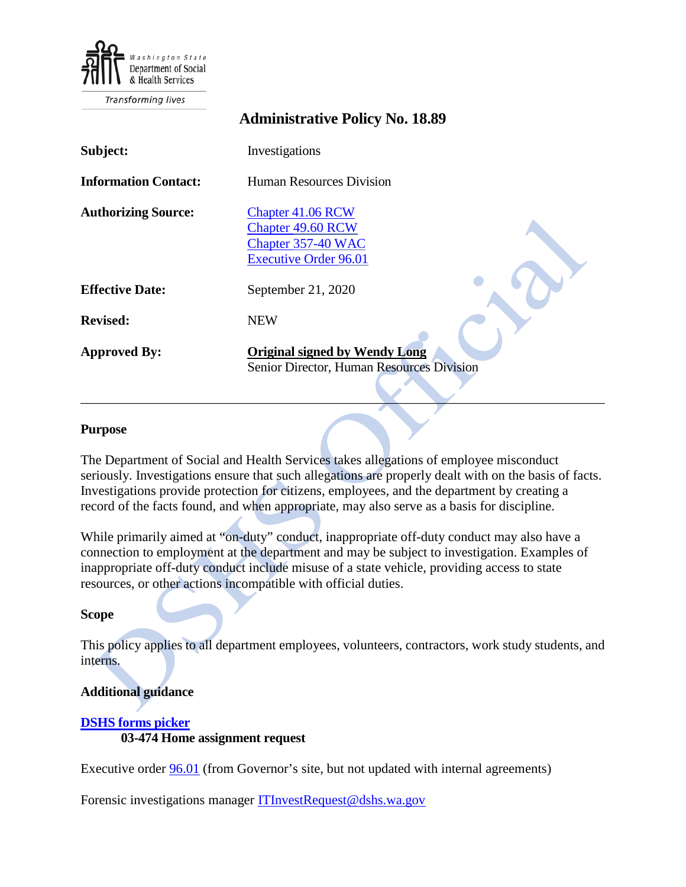Washington State Department of Social & Health Services

Transforming lives

# Administrative Policy No. 18.89

| | |
|---|---|
| **Subject:** | Investigations |
| **Information Contact:** | Human Resources Division |
| **Authorizing Source:** | Chapter 41.06 RCW<br>Chapter 49.60 RCW<br>Chapter 357-40 WAC<br>Executive Order 96.01 |
| **Effective Date:** | September 21, 2020 |
| **Revised:** | NEW |
| **Approved By:** | **Original signed by Wendy Long**<br>Senior Director, Human Resources Division |

---

### Purpose

The Department of Social and Health Services takes allegations of employee misconduct seriously. Investigations ensure that such allegations are properly dealt with on the basis of facts. Investigations provide protection for citizens, employees, and the department by creating a record of the facts found, and when appropriate, may also serve as a basis for discipline.

While primarily aimed at "on-duty" conduct, inappropriate off-duty conduct may also have a connection to employment at the department and may be subject to investigation. Examples of inappropriate off-duty conduct include misuse of a state vehicle, providing access to state resources, or other actions incompatible with official duties.

### Scope

This policy applies to all department employees, volunteers, contractors, work study students, and interns.

### Additional guidance

**DSHS forms picker**

**03-474 Home assignment request**

Executive order 96.01 (from Governor's site, but not updated with internal agreements)

Forensic investigations manager ITInvestRequest@dshs.wa.gov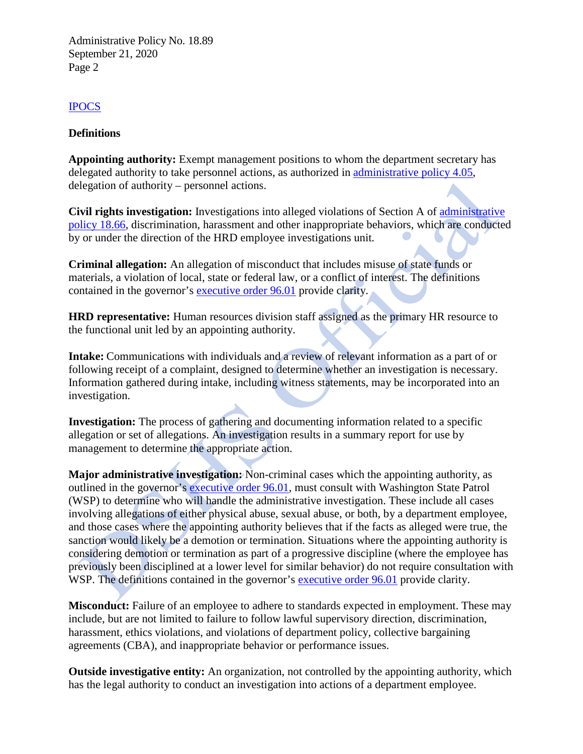[IPOCS]

**Definitions**

**Appointing authority:** Exempt management positions to whom the department secretary has delegated authority to take personnel actions, as authorized in administrative policy 4.05, delegation of authority – personnel actions.

**Civil rights investigation:** Investigations into alleged violations of Section A of administrative policy 18.66, discrimination, harassment and other inappropriate behaviors, which are conducted by or under the direction of the HRD employee investigations unit.

**Criminal allegation:** An allegation of misconduct that includes misuse of state funds or materials, a violation of local, state or federal law, or a conflict of interest. The definitions contained in the governor's executive order 96.01 provide clarity.

**HRD representative:** Human resources division staff assigned as the primary HR resource to the functional unit led by an appointing authority.

**Intake:** Communications with individuals and a review of relevant information as a part of or following receipt of a complaint, designed to determine whether an investigation is necessary. Information gathered during intake, including witness statements, may be incorporated into an investigation.

**Investigation:** The process of gathering and documenting information related to a specific allegation or set of allegations. An investigation results in a summary report for use by management to determine the appropriate action.

**Major administrative investigation:** Non-criminal cases which the appointing authority, as outlined in the governor's executive order 96.01, must consult with Washington State Patrol (WSP) to determine who will handle the administrative investigation. These include all cases involving allegations of either physical abuse, sexual abuse, or both, by a department employee, and those cases where the appointing authority believes that if the facts as alleged were true, the sanction would likely be a demotion or termination. Situations where the appointing authority is considering demotion or termination as part of a progressive discipline (where the employee has previously been disciplined at a lower level for similar behavior) do not require consultation with WSP. The definitions contained in the governor's executive order 96.01 provide clarity.

**Misconduct:** Failure of an employee to adhere to standards expected in employment. These may include, but are not limited to failure to follow lawful supervisory direction, discrimination, harassment, ethics violations, and violations of department policy, collective bargaining agreements (CBA), and inappropriate behavior or performance issues.

**Outside investigative entity:** An organization, not controlled by the appointing authority, which has the legal authority to conduct an investigation into actions of a department employee.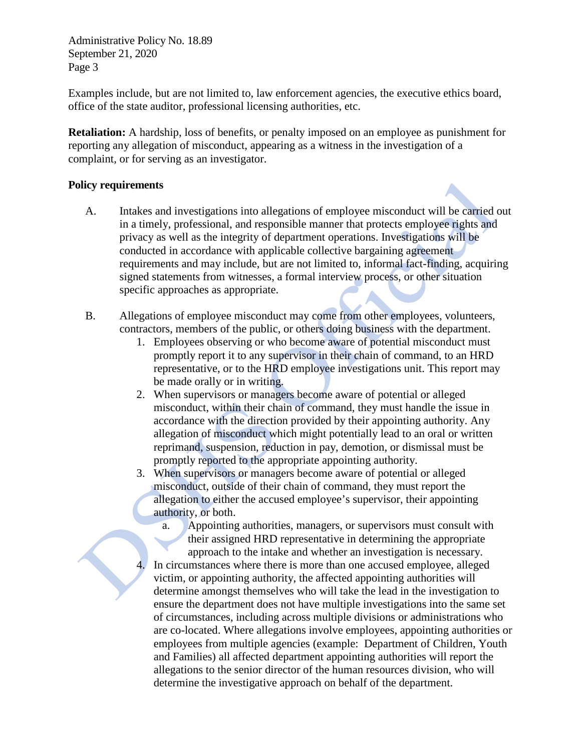Examples include, but are not limited to, law enforcement agencies, the executive ethics board, office of the state auditor, professional licensing authorities, etc.

**Retaliation:** A hardship, loss of benefits, or penalty imposed on an employee as punishment for reporting any allegation of misconduct, appearing as a witness in the investigation of a complaint, or for serving as an investigator.

**Policy requirements**

A. Intakes and investigations into allegations of employee misconduct will be carried out in a timely, professional, and responsible manner that protects employee rights and privacy as well as the integrity of department operations. Investigations will be conducted in accordance with applicable collective bargaining agreement requirements and may include, but are not limited to, informal fact-finding, acquiring signed statements from witnesses, a formal interview process, or other situation specific approaches as appropriate.

B. Allegations of employee misconduct may come from other employees, volunteers, contractors, members of the public, or others doing business with the department.

1. Employees observing or who become aware of potential misconduct must promptly report it to any supervisor in their chain of command, to an HRD representative, or to the HRD employee investigations unit. This report may be made orally or in writing.
2. When supervisors or managers become aware of potential or alleged misconduct, within their chain of command, they must handle the issue in accordance with the direction provided by their appointing authority. Any allegation of misconduct which might potentially lead to an oral or written reprimand, suspension, reduction in pay, demotion, or dismissal must be promptly reported to the appropriate appointing authority.
3. When supervisors or managers become aware of potential or alleged misconduct, outside of their chain of command, they must report the allegation to either the accused employee's supervisor, their appointing authority, or both.
   a. Appointing authorities, managers, or supervisors must consult with their assigned HRD representative in determining the appropriate approach to the intake and whether an investigation is necessary.
4. In circumstances where there is more than one accused employee, alleged victim, or appointing authority, the affected appointing authorities will determine amongst themselves who will take the lead in the investigation to ensure the department does not have multiple investigations into the same set of circumstances, including across multiple divisions or administrations who are co-located. Where allegations involve employees, appointing authorities or employees from multiple agencies (example: Department of Children, Youth and Families) all affected department appointing authorities will report the allegations to the senior director of the human resources division, who will determine the investigative approach on behalf of the department.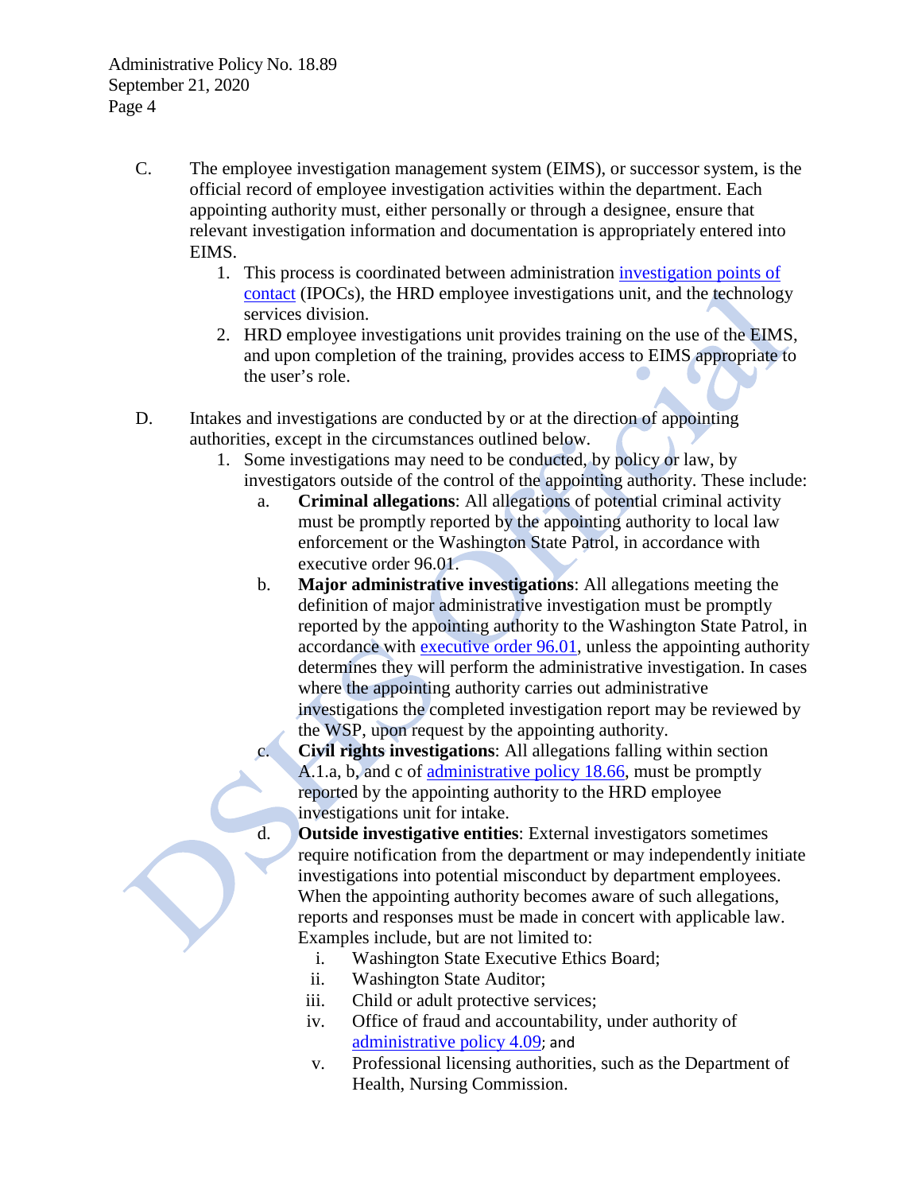C. The employee investigation management system (EIMS), or successor system, is the official record of employee investigation activities within the department. Each appointing authority must, either personally or through a designee, ensure that relevant investigation information and documentation is appropriately entered into EIMS.

1. This process is coordinated between administration investigation points of contact (IPOCs), the HRD employee investigations unit, and the technology services division.
2. HRD employee investigations unit provides training on the use of the EIMS, and upon completion of the training, provides access to EIMS appropriate to the user's role.

D. Intakes and investigations are conducted by or at the direction of appointing authorities, except in the circumstances outlined below.

1. Some investigations may need to be conducted, by policy or law, by investigators outside of the control of the appointing authority. These include:
   a. **Criminal allegations**: All allegations of potential criminal activity must be promptly reported by the appointing authority to local law enforcement or the Washington State Patrol, in accordance with executive order 96.01.
   b. **Major administrative investigations**: All allegations meeting the definition of major administrative investigation must be promptly reported by the appointing authority to the Washington State Patrol, in accordance with executive order 96.01, unless the appointing authority determines they will perform the administrative investigation. In cases where the appointing authority carries out administrative investigations the completed investigation report may be reviewed by the WSP, upon request by the appointing authority.
   c. **Civil rights investigations**: All allegations falling within section A.1.a, b, and c of administrative policy 18.66, must be promptly reported by the appointing authority to the HRD employee investigations unit for intake.
   d. **Outside investigative entities**: External investigators sometimes require notification from the department or may independently initiate investigations into potential misconduct by department employees. When the appointing authority becomes aware of such allegations, reports and responses must be made in concert with applicable law. Examples include, but are not limited to:
      i. Washington State Executive Ethics Board;
      ii. Washington State Auditor;
      iii. Child or adult protective services;
      iv. Office of fraud and accountability, under authority of administrative policy 4.09; and
      v. Professional licensing authorities, such as the Department of Health, Nursing Commission.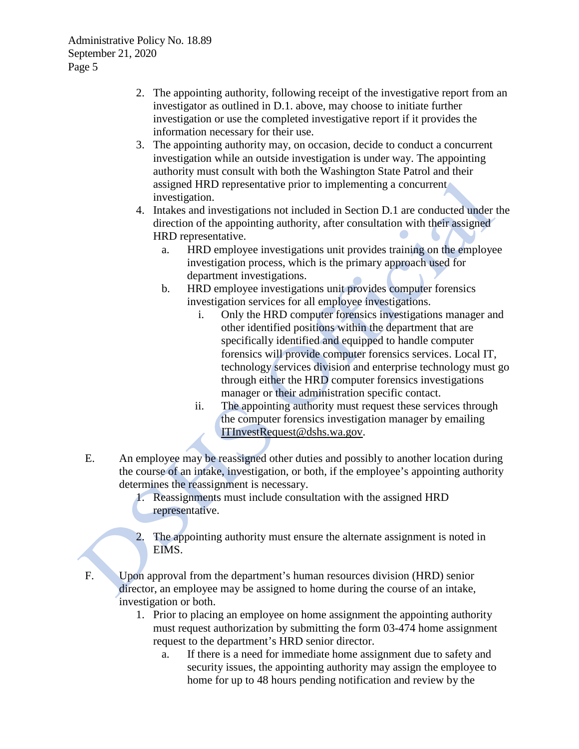2. The appointing authority, following receipt of the investigative report from an investigator as outlined in D.1. above, may choose to initiate further investigation or use the completed investigative report if it provides the information necessary for their use.
3. The appointing authority may, on occasion, decide to conduct a concurrent investigation while an outside investigation is under way. The appointing authority must consult with both the Washington State Patrol and their assigned HRD representative prior to implementing a concurrent investigation.
4. Intakes and investigations not included in Section D.1 are conducted under the direction of the appointing authority, after consultation with their assigned HRD representative.
   a. HRD employee investigations unit provides training on the employee investigation process, which is the primary approach used for department investigations.
   b. HRD employee investigations unit provides computer forensics investigation services for all employee investigations.
      i. Only the HRD computer forensics investigations manager and other identified positions within the department that are specifically identified and equipped to handle computer forensics will provide computer forensics services. Local IT, technology services division and enterprise technology must go through either the HRD computer forensics investigations manager or their administration specific contact.
      ii. The appointing authority must request these services through the computer forensics investigation manager by emailing ITInvestRequest@dshs.wa.gov.

E. An employee may be reassigned other duties and possibly to another location during the course of an intake, investigation, or both, if the employee's appointing authority determines the reassignment is necessary.
   1. Reassignments must include consultation with the assigned HRD representative.
   2. The appointing authority must ensure the alternate assignment is noted in EIMS.

F. Upon approval from the department's human resources division (HRD) senior director, an employee may be assigned to home during the course of an intake, investigation or both.
   1. Prior to placing an employee on home assignment the appointing authority must request authorization by submitting the form 03-474 home assignment request to the department's HRD senior director.
      a. If there is a need for immediate home assignment due to safety and security issues, the appointing authority may assign the employee to home for up to 48 hours pending notification and review by the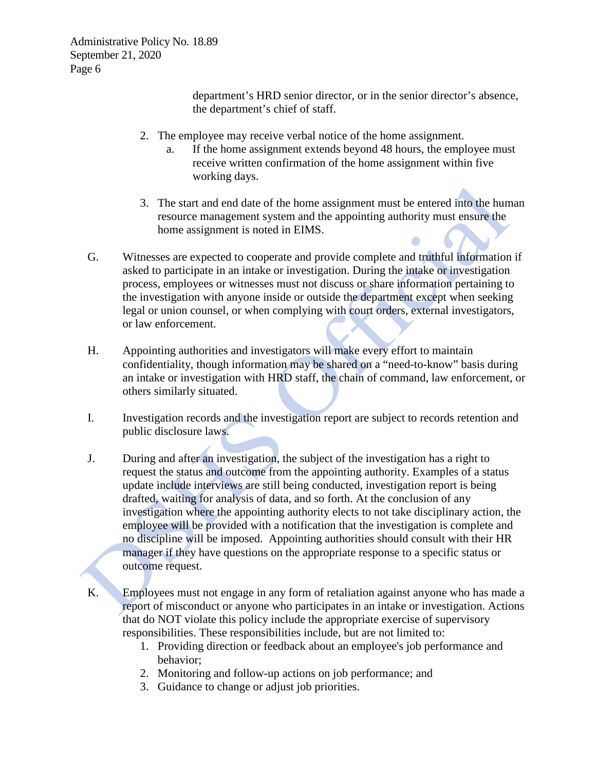department's HRD senior director, or in the senior director's absence, the department's chief of staff.

2. The employee may receive verbal notice of the home assignment.
   a. If the home assignment extends beyond 48 hours, the employee must receive written confirmation of the home assignment within five working days.

3. The start and end date of the home assignment must be entered into the human resource management system and the appointing authority must ensure the home assignment is noted in EIMS.

G. Witnesses are expected to cooperate and provide complete and truthful information if asked to participate in an intake or investigation. During the intake or investigation process, employees or witnesses must not discuss or share information pertaining to the investigation with anyone inside or outside the department except when seeking legal or union counsel, or when complying with court orders, external investigators, or law enforcement.

H. Appointing authorities and investigators will make every effort to maintain confidentiality, though information may be shared on a "need-to-know" basis during an intake or investigation with HRD staff, the chain of command, law enforcement, or others similarly situated.

I. Investigation records and the investigation report are subject to records retention and public disclosure laws.

J. During and after an investigation, the subject of the investigation has a right to request the status and outcome from the appointing authority. Examples of a status update include interviews are still being conducted, investigation report is being drafted, waiting for analysis of data, and so forth. At the conclusion of any investigation where the appointing authority elects to not take disciplinary action, the employee will be provided with a notification that the investigation is complete and no discipline will be imposed. Appointing authorities should consult with their HR manager if they have questions on the appropriate response to a specific status or outcome request.

K. Employees must not engage in any form of retaliation against anyone who has made a report of misconduct or anyone who participates in an intake or investigation. Actions that do NOT violate this policy include the appropriate exercise of supervisory responsibilities. These responsibilities include, but are not limited to:
   1. Providing direction or feedback about an employee's job performance and behavior;
   2. Monitoring and follow-up actions on job performance; and
   3. Guidance to change or adjust job priorities.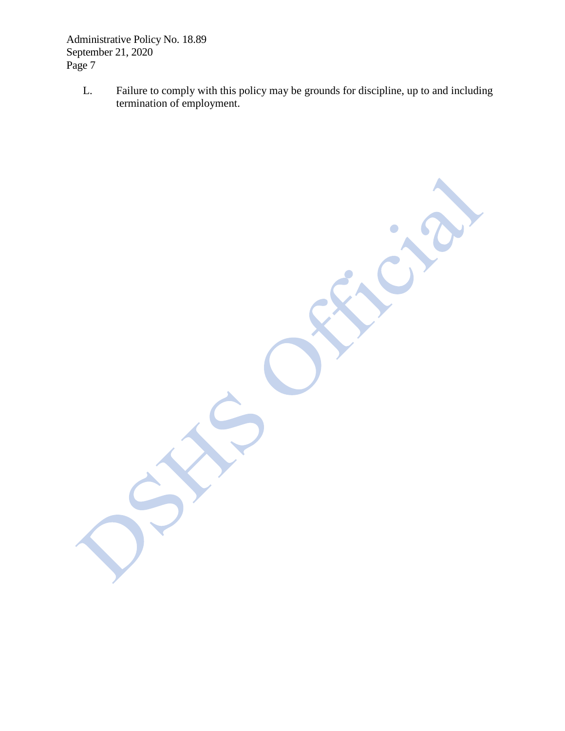L. Failure to comply with this policy may be grounds for discipline, up to and including termination of employment.